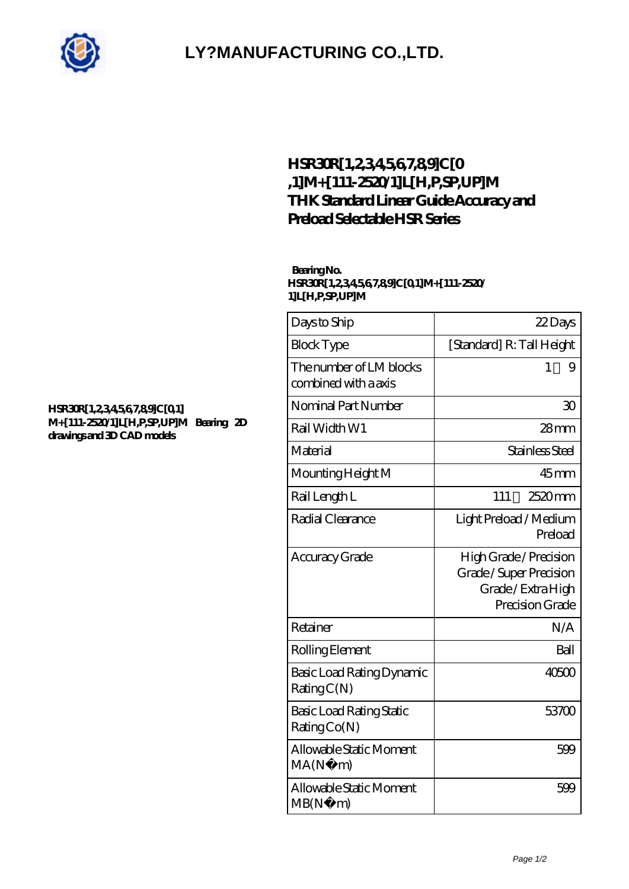# LY?MANUFACTURING CO.,LTD.

## HSR30R[1,2,3,4,5,6,7,8,9]C[0 ,1]M+[111-2520/1]L[H,P,SP,UP]M THK Standard Linear Guide Accuracy and Preload Selectable HSR Series

**HSR30R[1,2,3,4,5,6,7,8,9]C[0,1] M+[111-2520/1]L[H,P,SP,UP]M Bearing 2D drawings and 3D CAD models**

**Bearing No.**
**HSR30R[1,2,3,4,5,6,7,8,9]C[0,1]M+[111-2520/ 1]L[H,P,SP,UP]M**

| | |
|---|---|
| Days to Ship | 22 Days |
| Block Type | [Standard] R: Tall Height |
| The number of LM blocks combined with a axis | 1 9 |
| Nominal Part Number | 30 |
| Rail Width W1 | 28 mm |
| Material | Stainless Steel |
| Mounting Height M | 45 mm |
| Rail Length L | 111 2520 mm |
| Radial Clearance | Light Preload / Medium Preload |
| Accuracy Grade | High Grade / Precision Grade / Super Precision Grade / Extra High Precision Grade |
| Retainer | N/A |
| Rolling Element | Ball |
| Basic Load Rating Dynamic Rating C(N) | 40500 |
| Basic Load Rating Static Rating Co(N) | 53700 |
| Allowable Static Moment MA(N m) | 599 |
| Allowable Static Moment MB(N m) | 599 |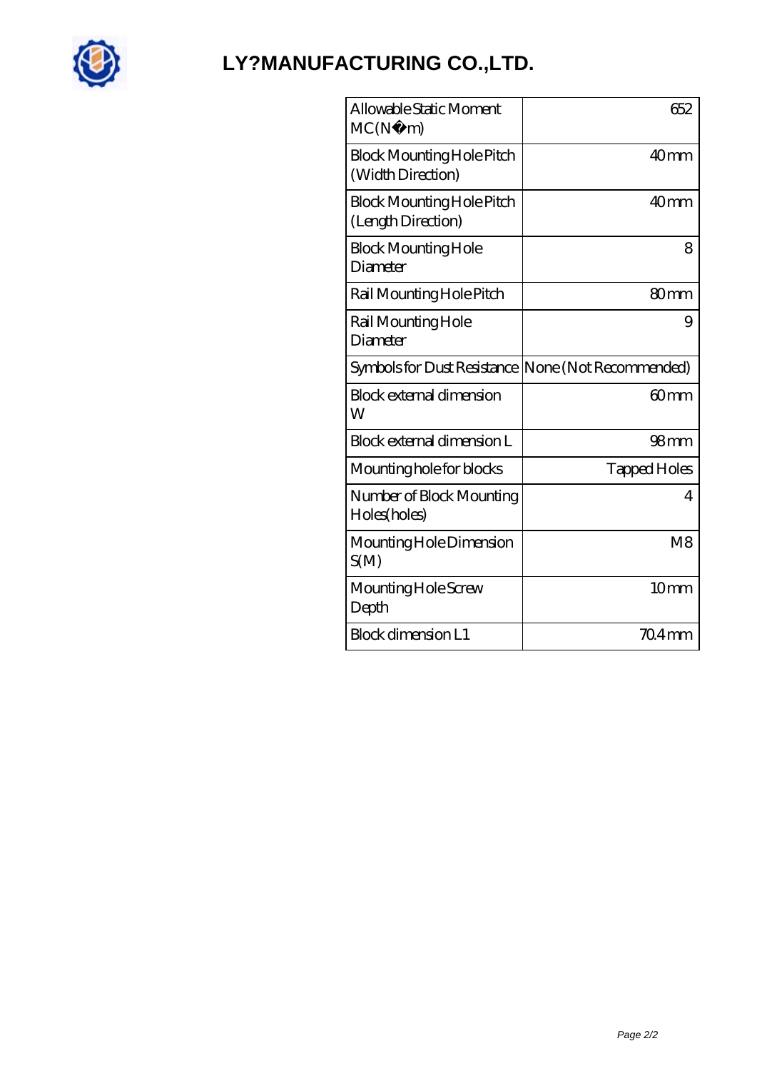# LY?MANUFACTURING CO.,LTD.

| | |
|---|---|
| Allowable Static Moment MC(N�m) | 652 |
| Block Mounting Hole Pitch (Width Direction) | 40 mm |
| Block Mounting Hole Pitch (Length Direction) | 40 mm |
| Block Mounting Hole Diameter | 8 |
| Rail Mounting Hole Pitch | 80 mm |
| Rail Mounting Hole Diameter | 9 |
| Symbols for Dust Resistance | None (Not Recommended) |
| Block external dimension W | 60 mm |
| Block external dimension L | 98 mm |
| Mounting hole for blocks | Tapped Holes |
| Number of Block Mounting Holes(holes) | 4 |
| Mounting Hole Dimension S(M) | M8 |
| Mounting Hole Screw Depth | 10 mm |
| Block dimension L1 | 70.4 mm |